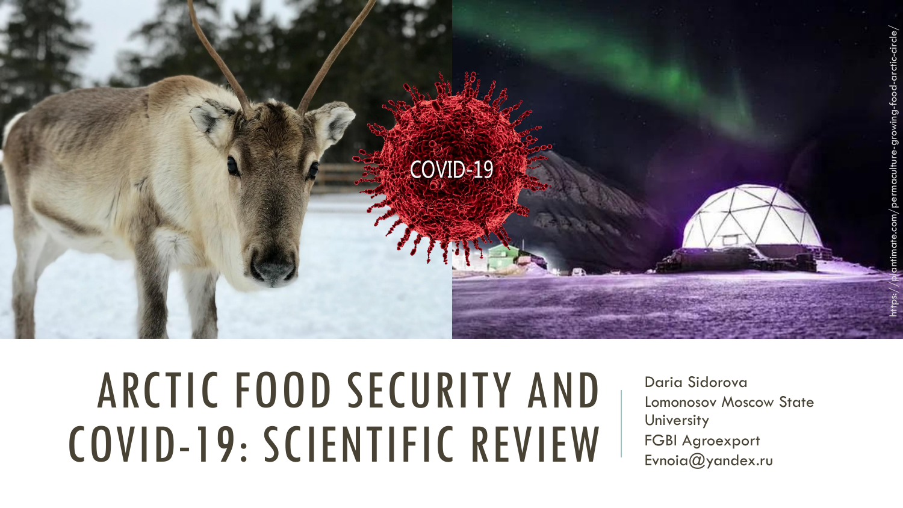# ARCTIC FOOD SECURITY AND COVID-19: SCIENTIFIC REVIEW

Daria Sidorova
Lomonosov Moscow State University
FGBI Agroexport
Evnoia@yandex.ru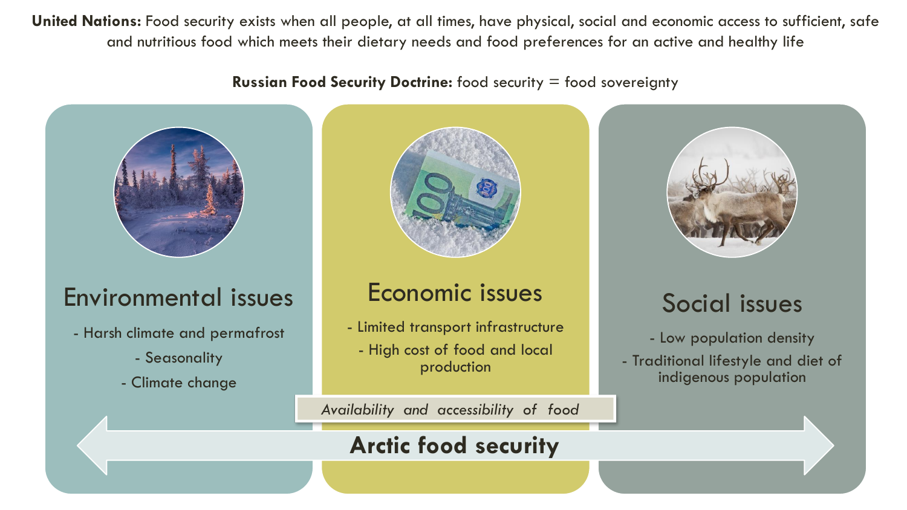**United Nations:** Food security exists when all people, at all times, have physical, social and economic access to sufficient, safe and nutritious food which meets their dietary needs and food preferences for an active and healthy life

**Russian Food Security Doctrine:** food security = food sovereignty

## Environmental issues

- Harsh climate and permafrost
- Seasonality
- Climate change

## Economic issues

- Limited transport infrastructure
- High cost of food and local production

## Social issues

- Low population density
- Traditional lifestyle and diet of indigenous population

*Availability and accessibility of food*

**Arctic food security**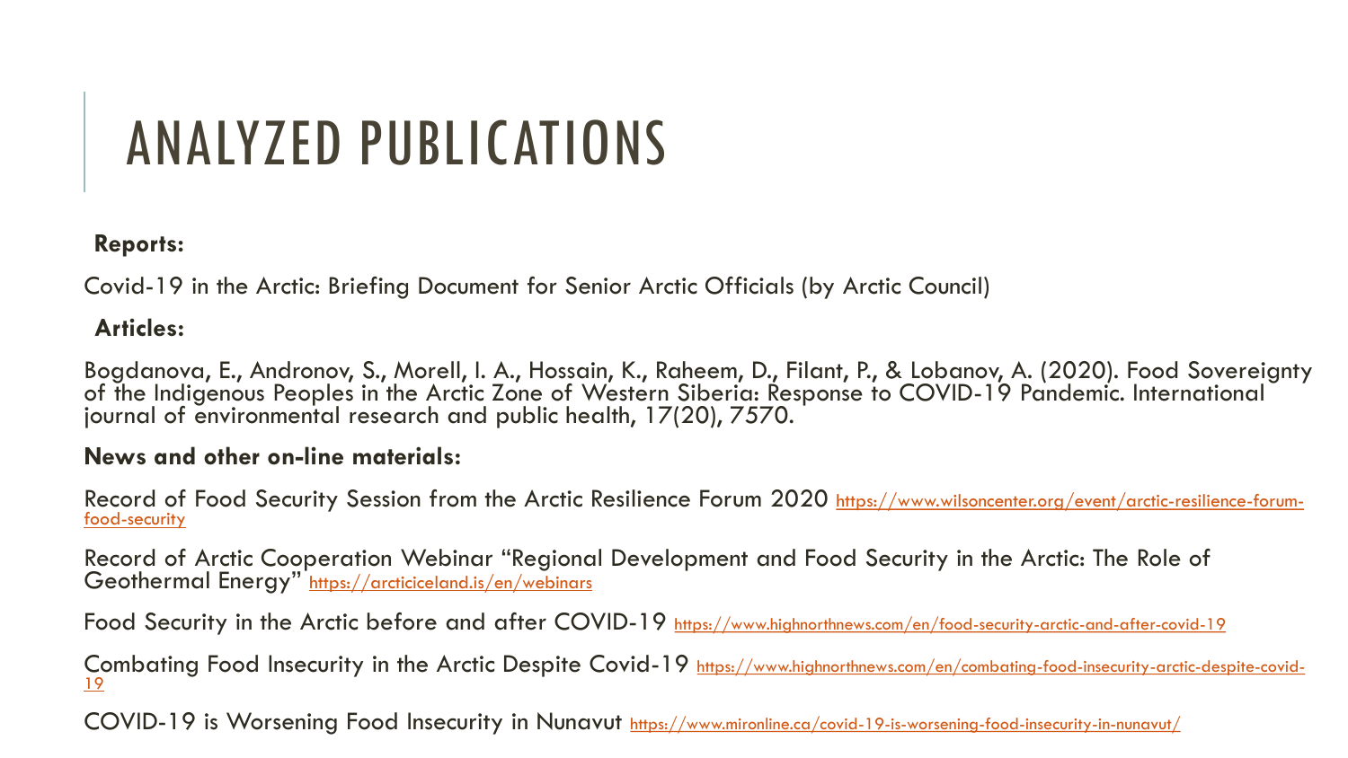# ANALYZED PUBLICATIONS

**Reports:**

Covid-19 in the Arctic: Briefing Document for Senior Arctic Officials (by Arctic Council)

**Articles:**

Bogdanova, E., Andronov, S., Morell, I. A., Hossain, K., Raheem, D., Filant, P., & Lobanov, A. (2020). Food Sovereignty of the Indigenous Peoples in the Arctic Zone of Western Siberia: Response to COVID-19 Pandemic. International journal of environmental research and public health, 17(20), 7570.

**News and other on-line materials:**

Record of Food Security Session from the Arctic Resilience Forum 2020 https://www.wilsoncenter.org/event/arctic-resilience-forum-food-security

Record of Arctic Cooperation Webinar "Regional Development and Food Security in the Arctic: The Role of Geothermal Energy" https://arcticiceland.is/en/webinars

Food Security in the Arctic before and after COVID-19 https://www.highnorthnews.com/en/food-security-arctic-and-after-covid-19

Combating Food Insecurity in the Arctic Despite Covid-19 https://www.highnorthnews.com/en/combating-food-insecurity-arctic-despite-covid-19

COVID-19 is Worsening Food Insecurity in Nunavut https://www.mironline.ca/covid-19-is-worsening-food-insecurity-in-nunavut/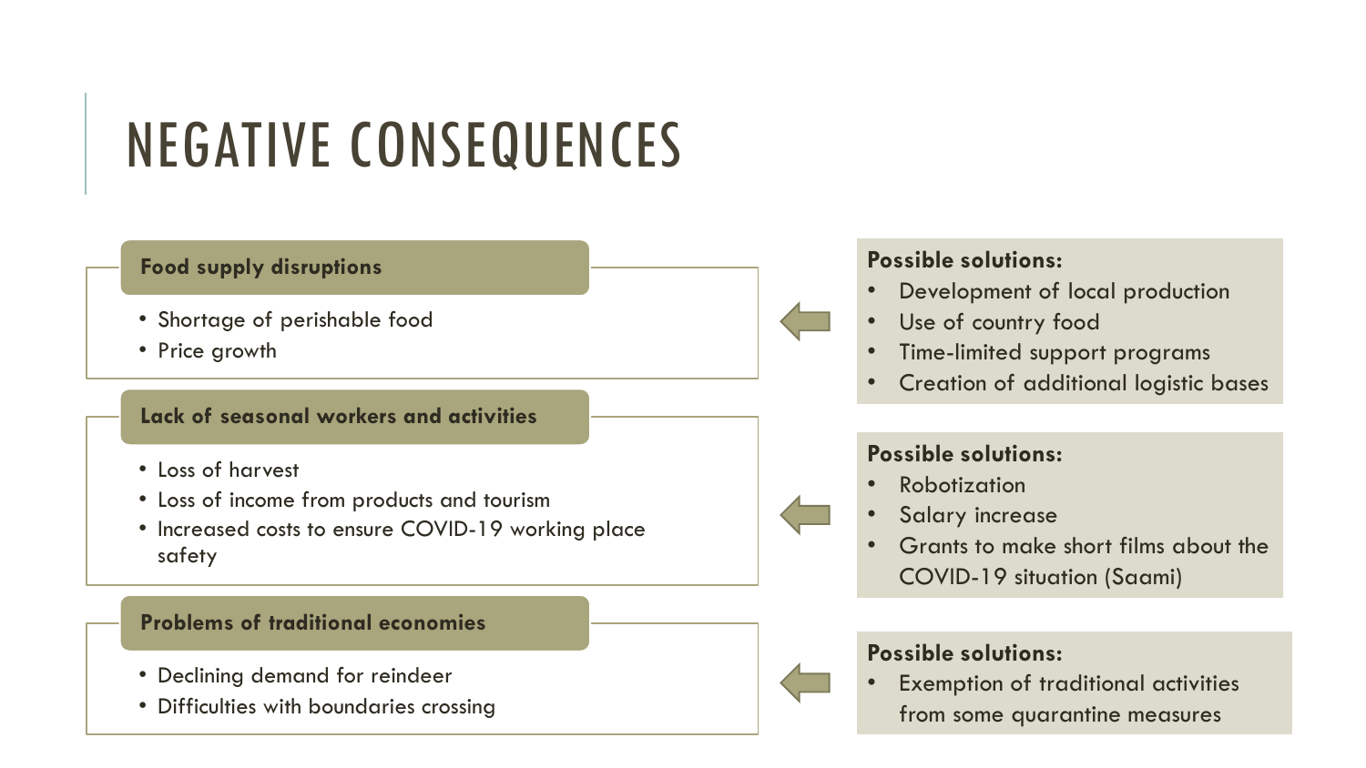# NEGATIVE CONSEQUENCES

**Food supply disruptions**

- Shortage of perishable food
- Price growth

**Possible solutions:**

- Development of local production
- Use of country food
- Time-limited support programs
- Creation of additional logistic bases

**Lack of seasonal workers and activities**

- Loss of harvest
- Loss of income from products and tourism
- Increased costs to ensure COVID-19 working place safety

**Possible solutions:**

- Robotization
- Salary increase
- Grants to make short films about the COVID-19 situation (Saami)

**Problems of traditional economies**

- Declining demand for reindeer
- Difficulties with boundaries crossing

**Possible solutions:**

- Exemption of traditional activities from some quarantine measures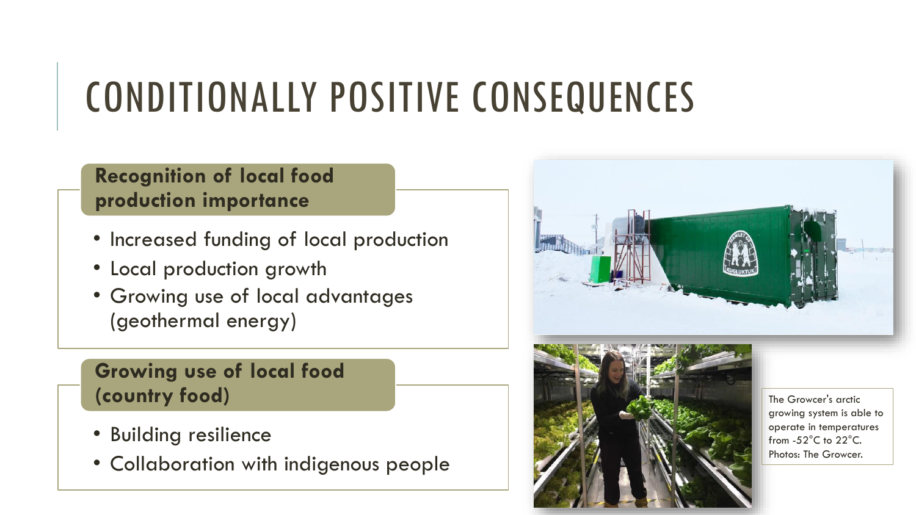# CONDITIONALLY POSITIVE CONSEQUENCES

**Recognition of local food production importance**

- Increased funding of local production
- Local production growth
- Growing use of local advantages (geothermal energy)

**Growing use of local food (country food)**

- Building resilience
- Collaboration with indigenous people

The Growcer's arctic growing system is able to operate in temperatures from -52°C to 22°C. Photos: The Growcer.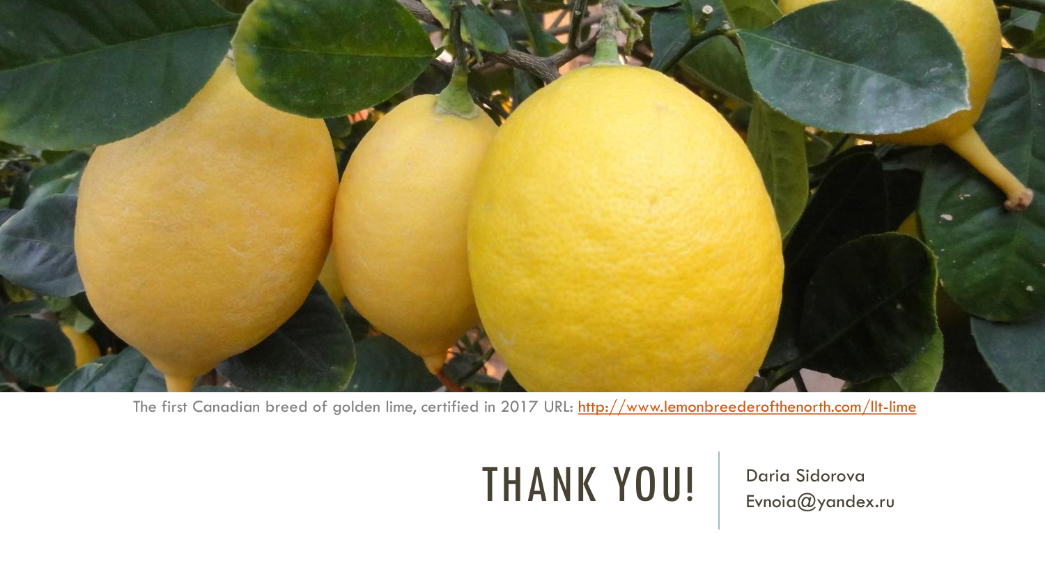The first Canadian breed of golden lime, certified in 2017 URL: http://www.lemonbreederofthenorth.com/llt-lime

# THANK YOU!

Daria Sidorova
Evnoia@yandex.ru